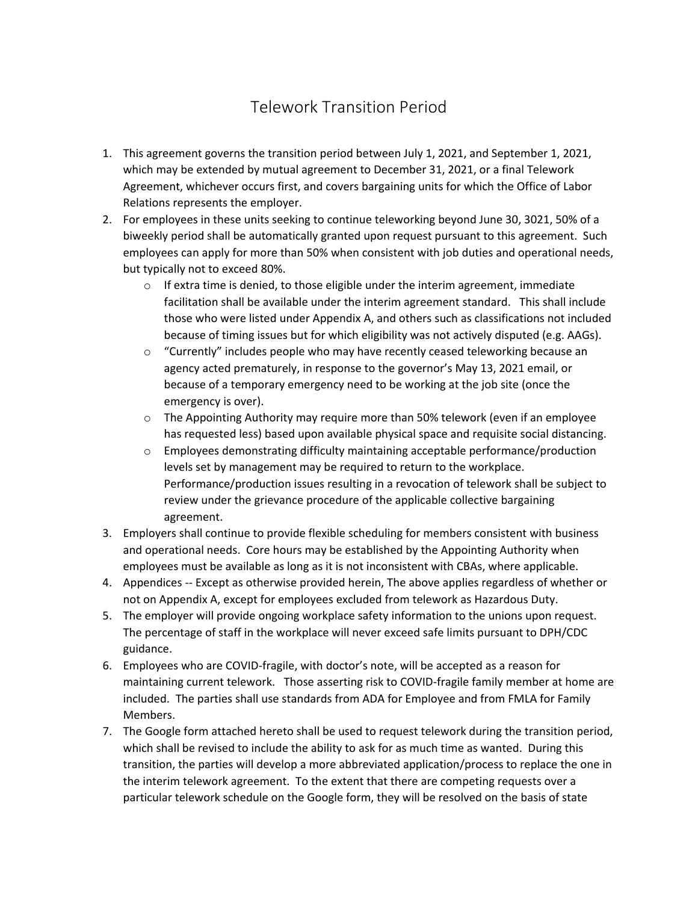# Telework Transition Period

1. This agreement governs the transition period between July 1, 2021, and September 1, 2021, which may be extended by mutual agreement to December 31, 2021, or a final Telework Agreement, whichever occurs first, and covers bargaining units for which the Office of Labor Relations represents the employer.
2. For employees in these units seeking to continue teleworking beyond June 30, 3021, 50% of a biweekly period shall be automatically granted upon request pursuant to this agreement. Such employees can apply for more than 50% when consistent with job duties and operational needs, but typically not to exceed 80%.
    - If extra time is denied, to those eligible under the interim agreement, immediate facilitation shall be available under the interim agreement standard. This shall include those who were listed under Appendix A, and others such as classifications not included because of timing issues but for which eligibility was not actively disputed (e.g. AAGs).
    - "Currently" includes people who may have recently ceased teleworking because an agency acted prematurely, in response to the governor's May 13, 2021 email, or because of a temporary emergency need to be working at the job site (once the emergency is over).
    - The Appointing Authority may require more than 50% telework (even if an employee has requested less) based upon available physical space and requisite social distancing.
    - Employees demonstrating difficulty maintaining acceptable performance/production levels set by management may be required to return to the workplace. Performance/production issues resulting in a revocation of telework shall be subject to review under the grievance procedure of the applicable collective bargaining agreement.
3. Employers shall continue to provide flexible scheduling for members consistent with business and operational needs. Core hours may be established by the Appointing Authority when employees must be available as long as it is not inconsistent with CBAs, where applicable.
4. Appendices -- Except as otherwise provided herein, The above applies regardless of whether or not on Appendix A, except for employees excluded from telework as Hazardous Duty.
5. The employer will provide ongoing workplace safety information to the unions upon request. The percentage of staff in the workplace will never exceed safe limits pursuant to DPH/CDC guidance.
6. Employees who are COVID-fragile, with doctor's note, will be accepted as a reason for maintaining current telework. Those asserting risk to COVID-fragile family member at home are included. The parties shall use standards from ADA for Employee and from FMLA for Family Members.
7. The Google form attached hereto shall be used to request telework during the transition period, which shall be revised to include the ability to ask for as much time as wanted. During this transition, the parties will develop a more abbreviated application/process to replace the one in the interim telework agreement. To the extent that there are competing requests over a particular telework schedule on the Google form, they will be resolved on the basis of state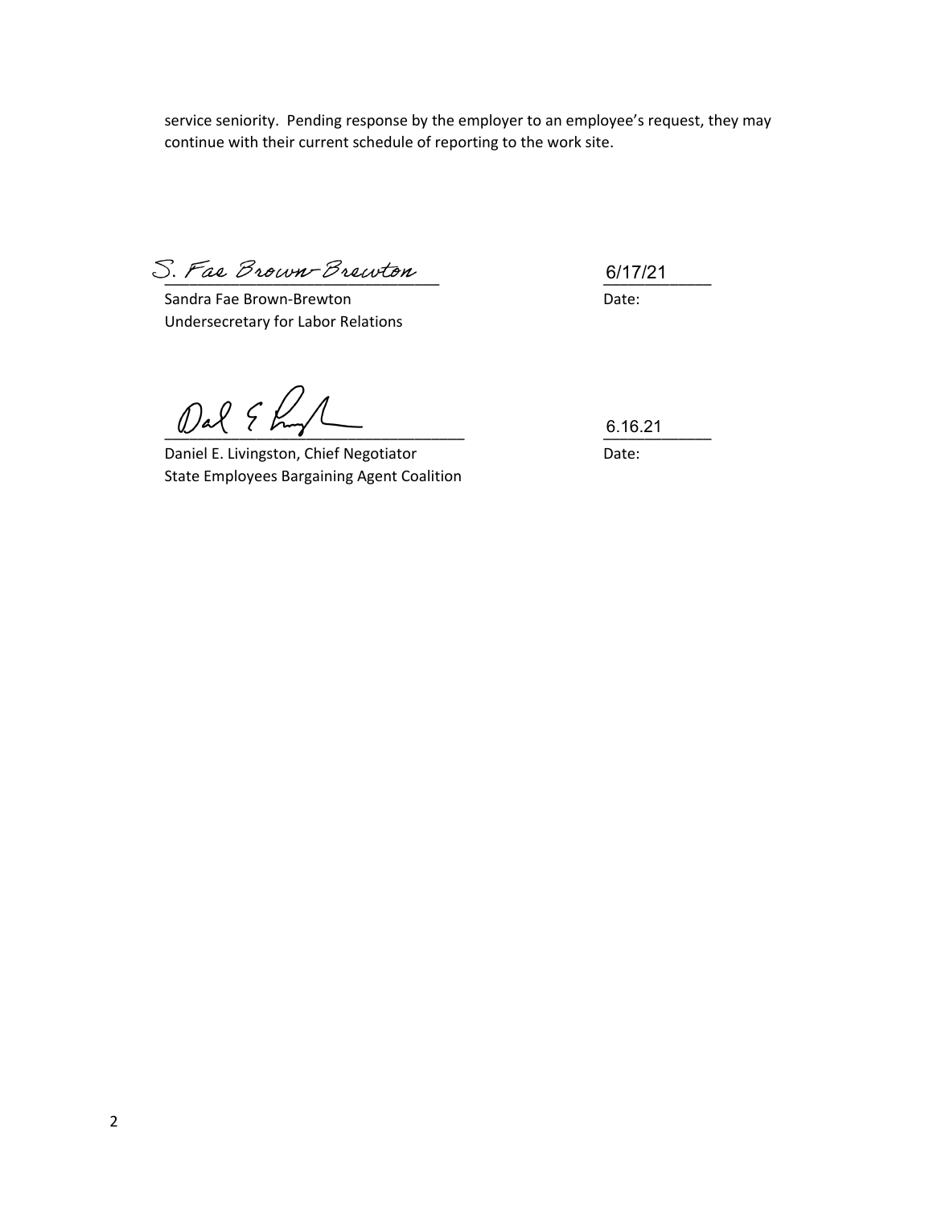service seniority. Pending response by the employer to an employee's request, they may continue with their current schedule of reporting to the work site.

S. Fae Brown-Brewton ______________________ 6/17/21 ________

Sandra Fae Brown-Brewton
Undersecretary for Labor Relations

Date:

______________________ 6.16.21 ________

Daniel E. Livingston, Chief Negotiator
State Employees Bargaining Agent Coalition

Date: